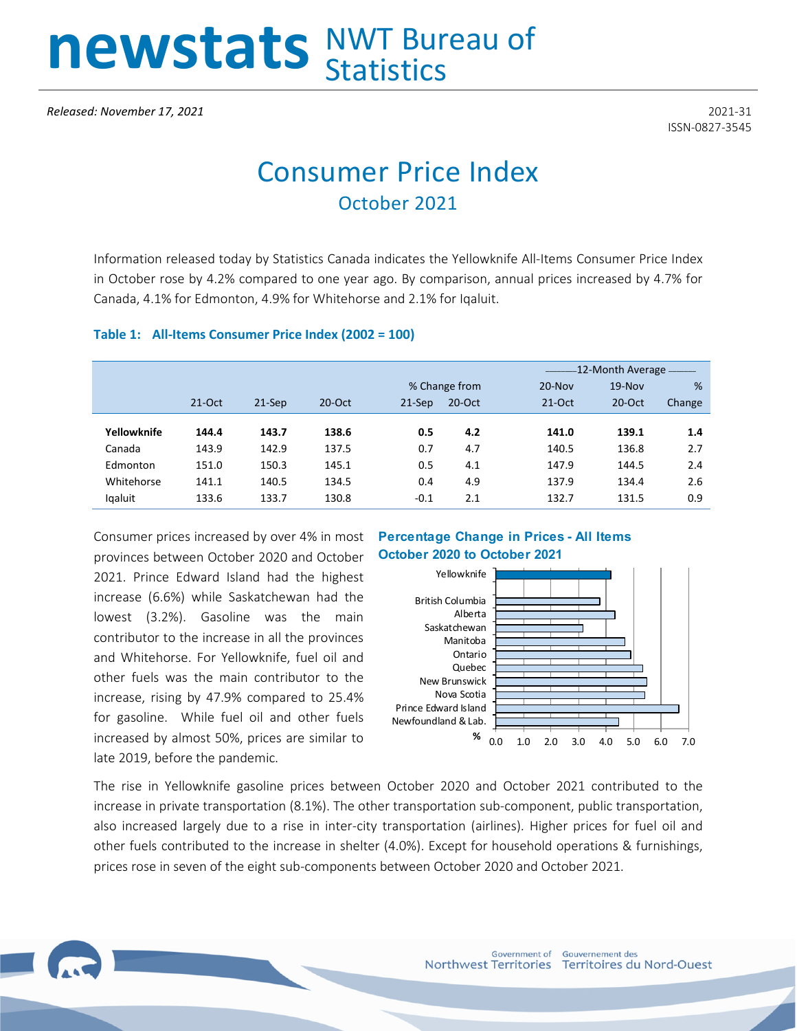# newstats NWT Bureau of Statistics

*Released: November 17, 2021*

2021-31
ISSN-0827-3545

# Consumer Price Index

## October 2021

Information released today by Statistics Canada indicates the Yellowknife All-Items Consumer Price Index in October rose by 4.2% compared to one year ago. By comparison, annual prices increased by 4.7% for Canada, 4.1% for Edmonton, 4.9% for Whitehorse and 2.1% for Iqaluit.

### Table 1: All-Items Consumer Price Index (2002 = 100)

| | | | | % Change from | | 12-Month Average | | |
|---|---|---|---|---|---|---|---|---|
| | | | | | | 20-Nov | 19-Nov | % |
| | 21-Oct | 21-Sep | 20-Oct | 21-Sep | 20-Oct | 21-Oct | 20-Oct | Change |
| **Yellowknife** | **144.4** | **143.7** | **138.6** | **0.5** | **4.2** | **141.0** | **139.1** | **1.4** |
| Canada | 143.9 | 142.9 | 137.5 | 0.7 | 4.7 | 140.5 | 136.8 | 2.7 |
| Edmonton | 151.0 | 150.3 | 145.1 | 0.5 | 4.1 | 147.9 | 144.5 | 2.4 |
| Whitehorse | 141.1 | 140.5 | 134.5 | 0.4 | 4.9 | 137.9 | 134.4 | 2.6 |
| Iqaluit | 133.6 | 133.7 | 130.8 | -0.1 | 2.1 | 132.7 | 131.5 | 0.9 |

Consumer prices increased by over 4% in most provinces between October 2020 and October 2021. Prince Edward Island had the highest increase (6.6%) while Saskatchewan had the lowest (3.2%). Gasoline was the main contributor to the increase in all the provinces and Whitehorse. For Yellowknife, fuel oil and other fuels was the main contributor to the increase, rising by 47.9% compared to 25.4% for gasoline. While fuel oil and other fuels increased by almost 50%, prices are similar to late 2019, before the pandemic.

**Percentage Change in Prices - All Items October 2020 to October 2021**

The rise in Yellowknife gasoline prices between October 2020 and October 2021 contributed to the increase in private transportation (8.1%). The other transportation sub-component, public transportation, also increased largely due to a rise in inter-city transportation (airlines). Higher prices for fuel oil and other fuels contributed to the increase in shelter (4.0%). Except for household operations & furnishings, prices rose in seven of the eight sub-components between October 2020 and October 2021.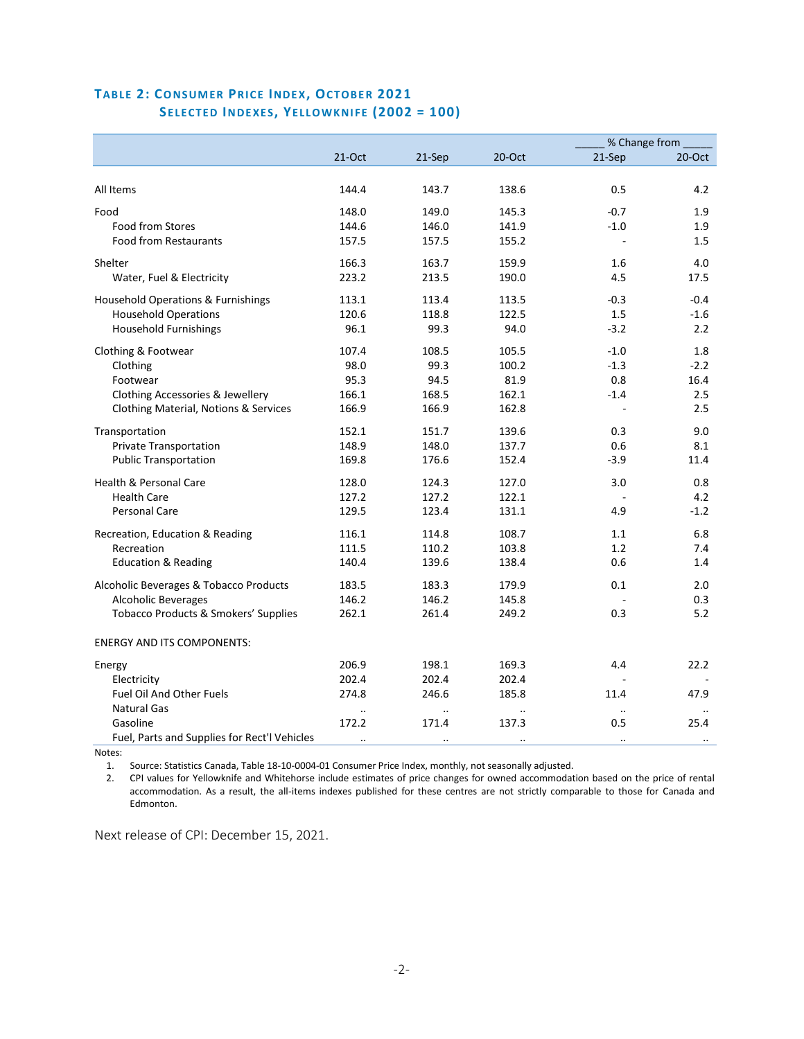## Table 2: Consumer Price Index, October 2021
### Selected Indexes, Yellowknife (2002 = 100)

| | 21-Oct | 21-Sep | 20-Oct | % Change from 21-Sep | % Change from 20-Oct |
|---|---|---|---|---|---|
| All Items | 144.4 | 143.7 | 138.6 | 0.5 | 4.2 |
| Food | 148.0 | 149.0 | 145.3 | -0.7 | 1.9 |
| Food from Stores | 144.6 | 146.0 | 141.9 | -1.0 | 1.9 |
| Food from Restaurants | 157.5 | 157.5 | 155.2 | - | 1.5 |
| Shelter | 166.3 | 163.7 | 159.9 | 1.6 | 4.0 |
| Water, Fuel & Electricity | 223.2 | 213.5 | 190.0 | 4.5 | 17.5 |
| Household Operations & Furnishings | 113.1 | 113.4 | 113.5 | -0.3 | -0.4 |
| Household Operations | 120.6 | 118.8 | 122.5 | 1.5 | -1.6 |
| Household Furnishings | 96.1 | 99.3 | 94.0 | -3.2 | 2.2 |
| Clothing & Footwear | 107.4 | 108.5 | 105.5 | -1.0 | 1.8 |
| Clothing | 98.0 | 99.3 | 100.2 | -1.3 | -2.2 |
| Footwear | 95.3 | 94.5 | 81.9 | 0.8 | 16.4 |
| Clothing Accessories & Jewellery | 166.1 | 168.5 | 162.1 | -1.4 | 2.5 |
| Clothing Material, Notions & Services | 166.9 | 166.9 | 162.8 | - | 2.5 |
| Transportation | 152.1 | 151.7 | 139.6 | 0.3 | 9.0 |
| Private Transportation | 148.9 | 148.0 | 137.7 | 0.6 | 8.1 |
| Public Transportation | 169.8 | 176.6 | 152.4 | -3.9 | 11.4 |
| Health & Personal Care | 128.0 | 124.3 | 127.0 | 3.0 | 0.8 |
| Health Care | 127.2 | 127.2 | 122.1 | - | 4.2 |
| Personal Care | 129.5 | 123.4 | 131.1 | 4.9 | -1.2 |
| Recreation, Education & Reading | 116.1 | 114.8 | 108.7 | 1.1 | 6.8 |
| Recreation | 111.5 | 110.2 | 103.8 | 1.2 | 7.4 |
| Education & Reading | 140.4 | 139.6 | 138.4 | 0.6 | 1.4 |
| Alcoholic Beverages & Tobacco Products | 183.5 | 183.3 | 179.9 | 0.1 | 2.0 |
| Alcoholic Beverages | 146.2 | 146.2 | 145.8 | - | 0.3 |
| Tobacco Products & Smokers' Supplies | 262.1 | 261.4 | 249.2 | 0.3 | 5.2 |
| ENERGY AND ITS COMPONENTS: | | | | | |
| Energy | 206.9 | 198.1 | 169.3 | 4.4 | 22.2 |
| Electricity | 202.4 | 202.4 | 202.4 | - | - |
| Fuel Oil And Other Fuels | 274.8 | 246.6 | 185.8 | 11.4 | 47.9 |
| Natural Gas | .. | .. | .. | .. | .. |
| Gasoline | 172.2 | 171.4 | 137.3 | 0.5 | 25.4 |
| Fuel, Parts and Supplies for Rect'l Vehicles | .. | .. | .. | .. | .. |

Notes:
1. Source: Statistics Canada, Table 18-10-0004-01 Consumer Price Index, monthly, not seasonally adjusted.
2. CPI values for Yellowknife and Whitehorse include estimates of price changes for owned accommodation based on the price of rental accommodation. As a result, the all-items indexes published for these centres are not strictly comparable to those for Canada and Edmonton.

Next release of CPI: December 15, 2021.